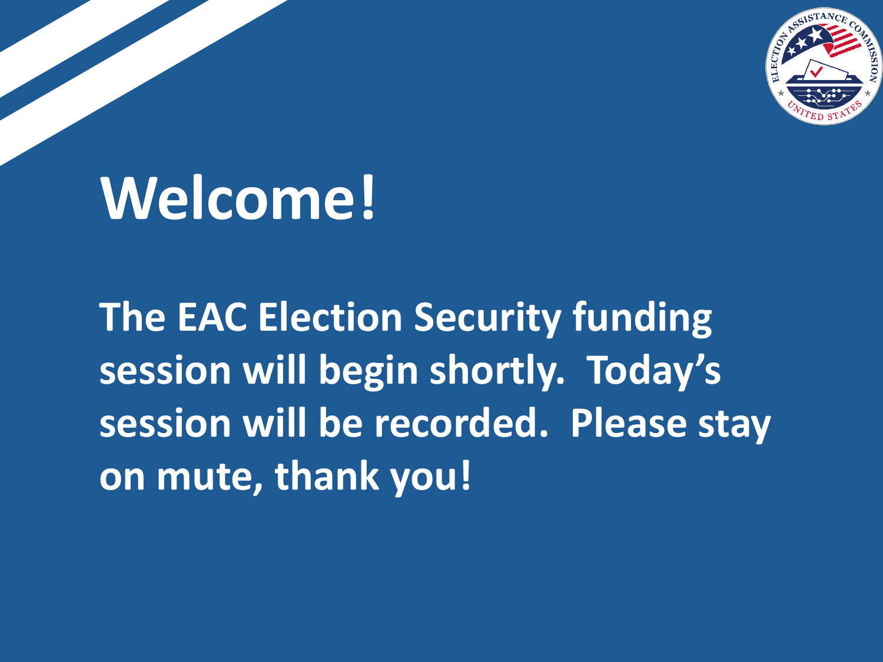# Welcome!

**The EAC Election Security funding session will begin shortly. Today's session will be recorded. Please stay on mute, thank you!**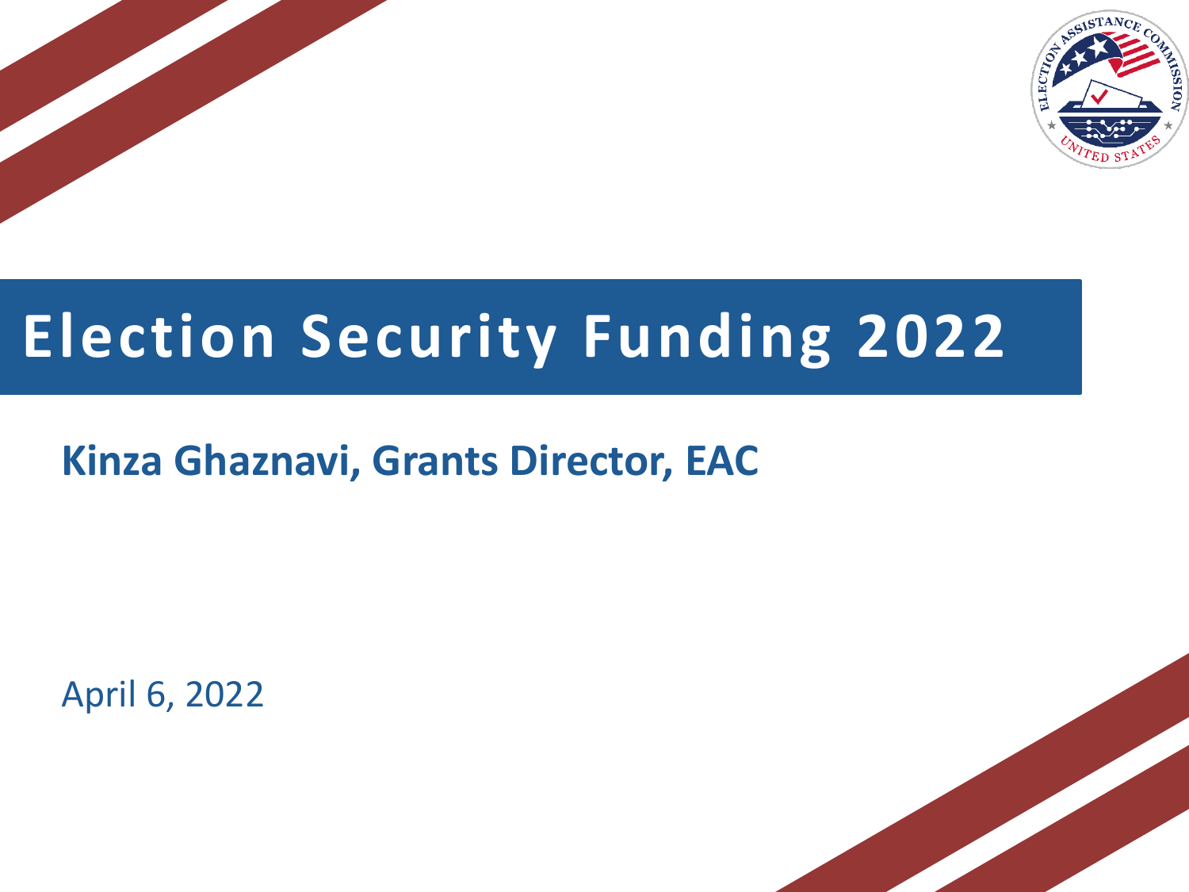# Election Security Funding 2022

**Kinza Ghaznavi, Grants Director, EAC**

April 6, 2022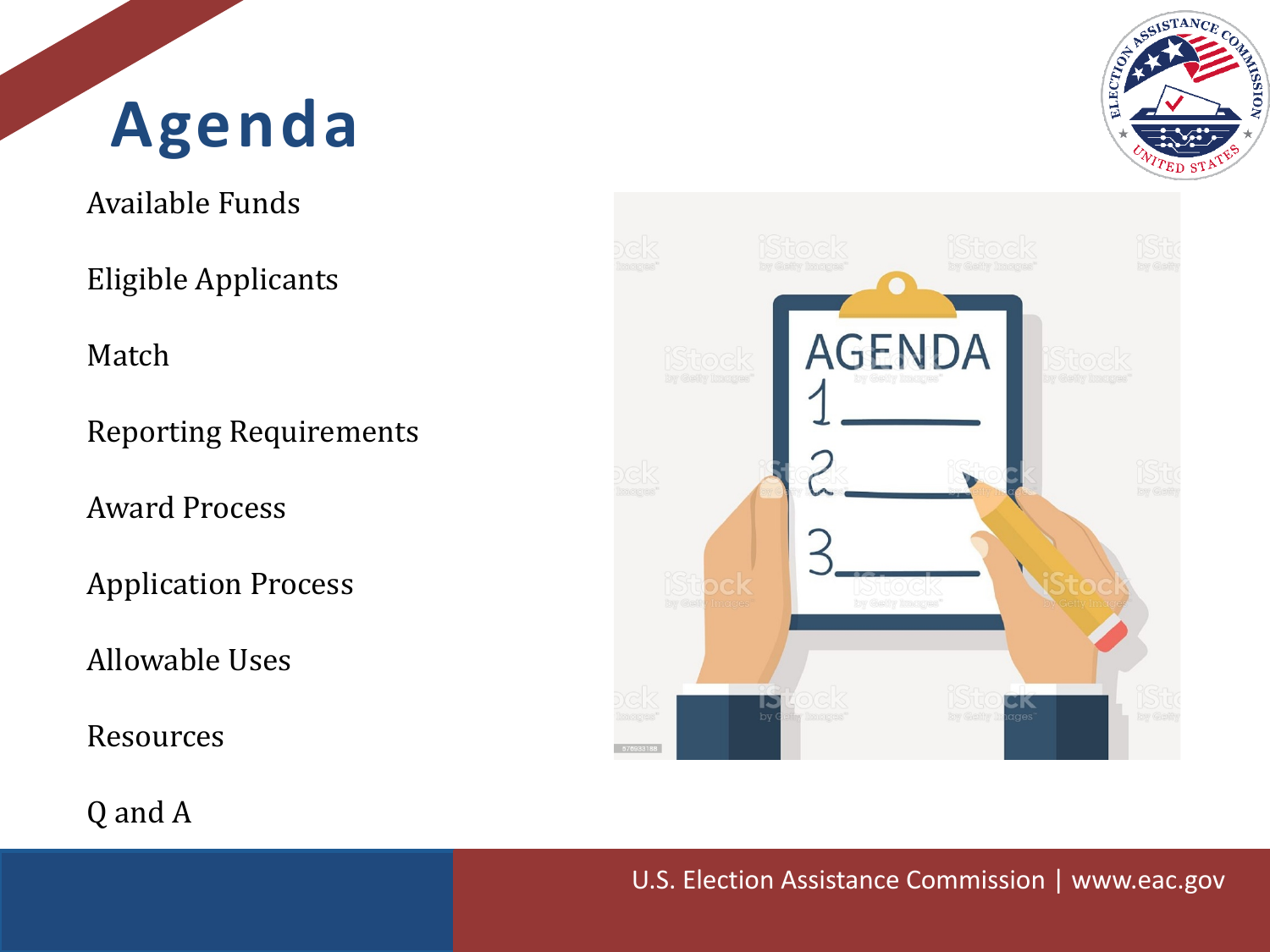# Agenda

Available Funds

Eligible Applicants

Match

Reporting Requirements

Award Process

Application Process

Allowable Uses

Resources

Q and A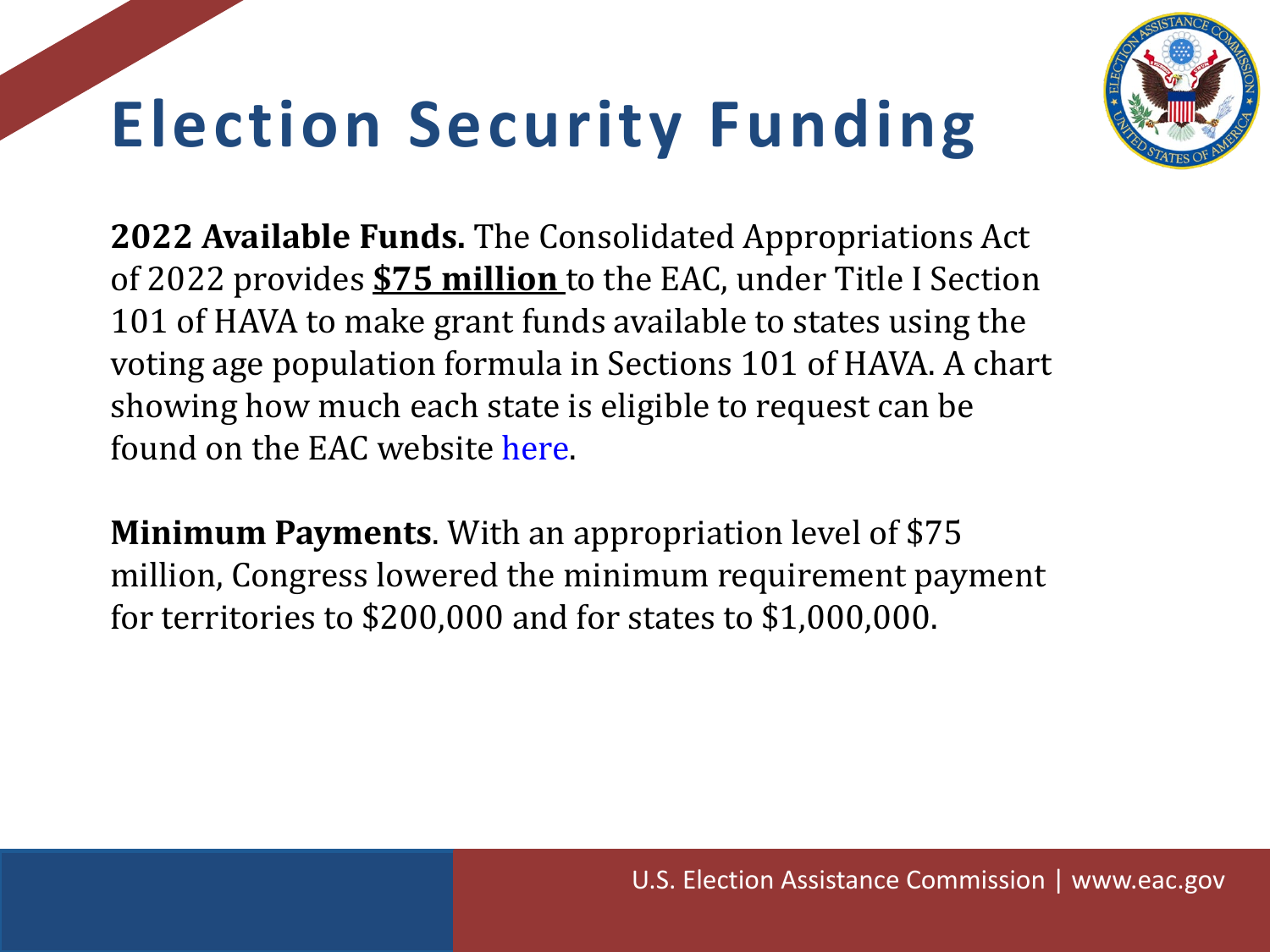# Election Security Funding

**2022 Available Funds.** The Consolidated Appropriations Act of 2022 provides **$75 million** to the EAC, under Title I Section 101 of HAVA to make grant funds available to states using the voting age population formula in Sections 101 of HAVA. A chart showing how much each state is eligible to request can be found on the EAC website here.

**Minimum Payments**. With an appropriation level of $75 million, Congress lowered the minimum requirement payment for territories to $200,000 and for states to $1,000,000.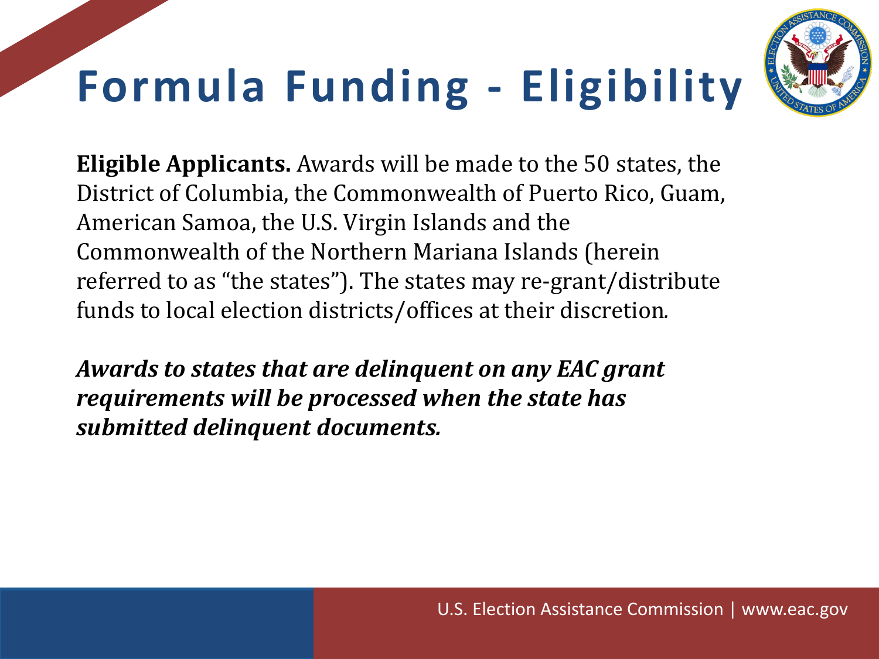# Formula Funding - Eligibility

**Eligible Applicants.** Awards will be made to the 50 states, the District of Columbia, the Commonwealth of Puerto Rico, Guam, American Samoa, the U.S. Virgin Islands and the Commonwealth of the Northern Mariana Islands (herein referred to as "the states"). The states may re-grant/distribute funds to local election districts/offices at their discretion.

***Awards to states that are delinquent on any EAC grant requirements will be processed when the state has submitted delinquent documents.***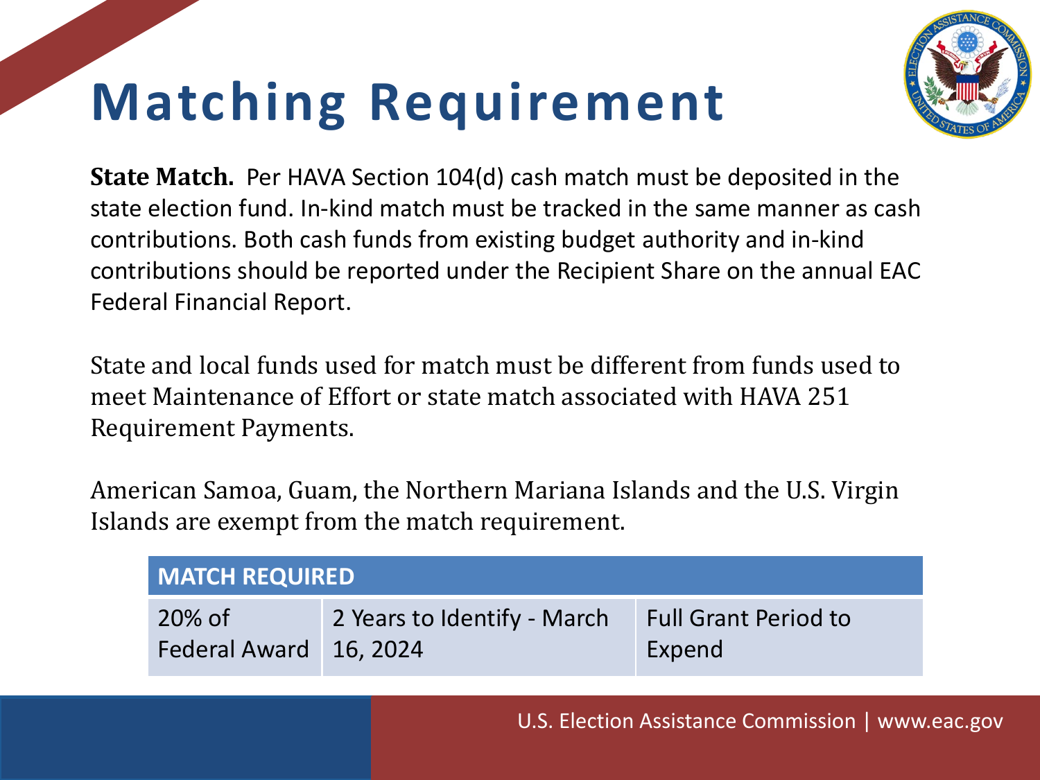# Matching Requirement

**State Match.** Per HAVA Section 104(d) cash match must be deposited in the state election fund. In-kind match must be tracked in the same manner as cash contributions. Both cash funds from existing budget authority and in-kind contributions should be reported under the Recipient Share on the annual EAC Federal Financial Report.

State and local funds used for match must be different from funds used to meet Maintenance of Effort or state match associated with HAVA 251 Requirement Payments.

American Samoa, Guam, the Northern Mariana Islands and the U.S. Virgin Islands are exempt from the match requirement.

| MATCH REQUIRED | | |
|---|---|---|
| 20% of Federal Award | 2 Years to Identify - March 16, 2024 | Full Grant Period to Expend |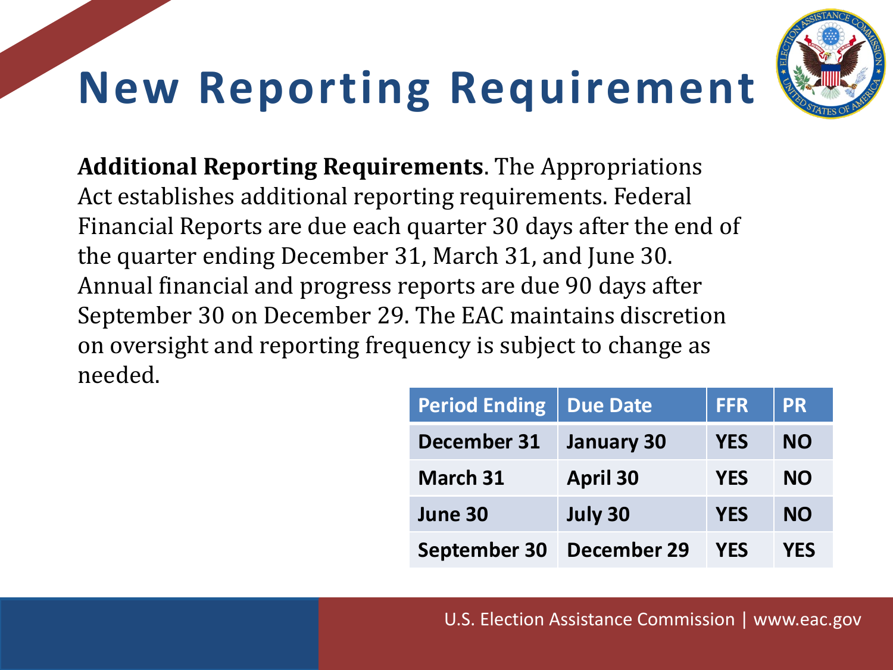# New Reporting Requirement

**Additional Reporting Requirements**. The Appropriations Act establishes additional reporting requirements. Federal Financial Reports are due each quarter 30 days after the end of the quarter ending December 31, March 31, and June 30. Annual financial and progress reports are due 90 days after September 30 on December 29. The EAC maintains discretion on oversight and reporting frequency is subject to change as needed.

| Period Ending | Due Date | FFR | PR |
|---|---|---|---|
| December 31 | January 30 | YES | NO |
| March 31 | April 30 | YES | NO |
| June 30 | July 30 | YES | NO |
| September 30 | December 29 | YES | YES |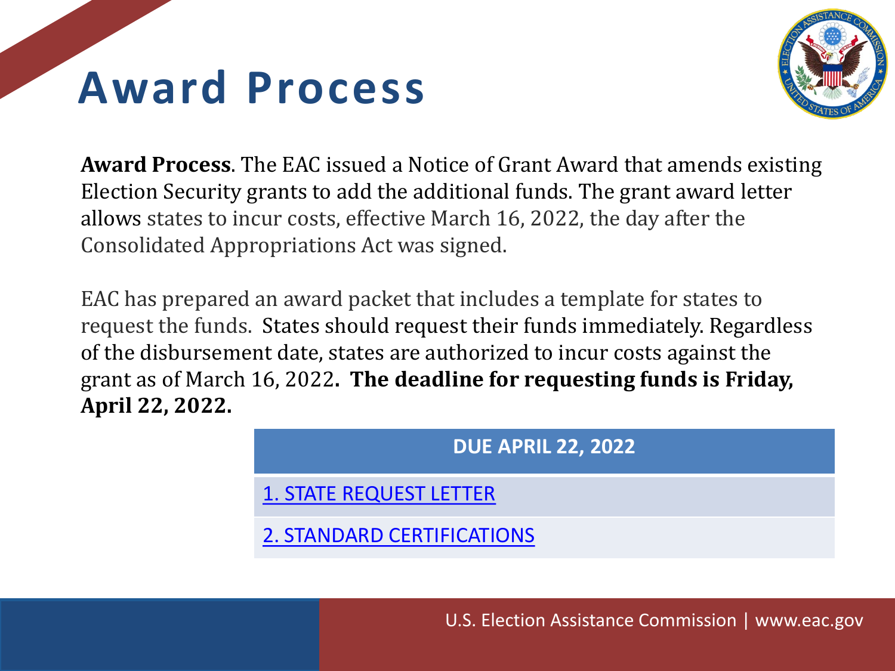# Award Process

**Award Process**. The EAC issued a Notice of Grant Award that amends existing Election Security grants to add the additional funds. The grant award letter allows states to incur costs, effective March 16, 2022, the day after the Consolidated Appropriations Act was signed.

EAC has prepared an award packet that includes a template for states to request the funds. States should request their funds immediately. Regardless of the disbursement date, states are authorized to incur costs against the grant as of March 16, 2022**. The deadline for requesting funds is Friday, April 22, 2022.**

| DUE APRIL 22, 2022 |
| --- |
| 1. STATE REQUEST LETTER |
| 2. STANDARD CERTIFICATIONS |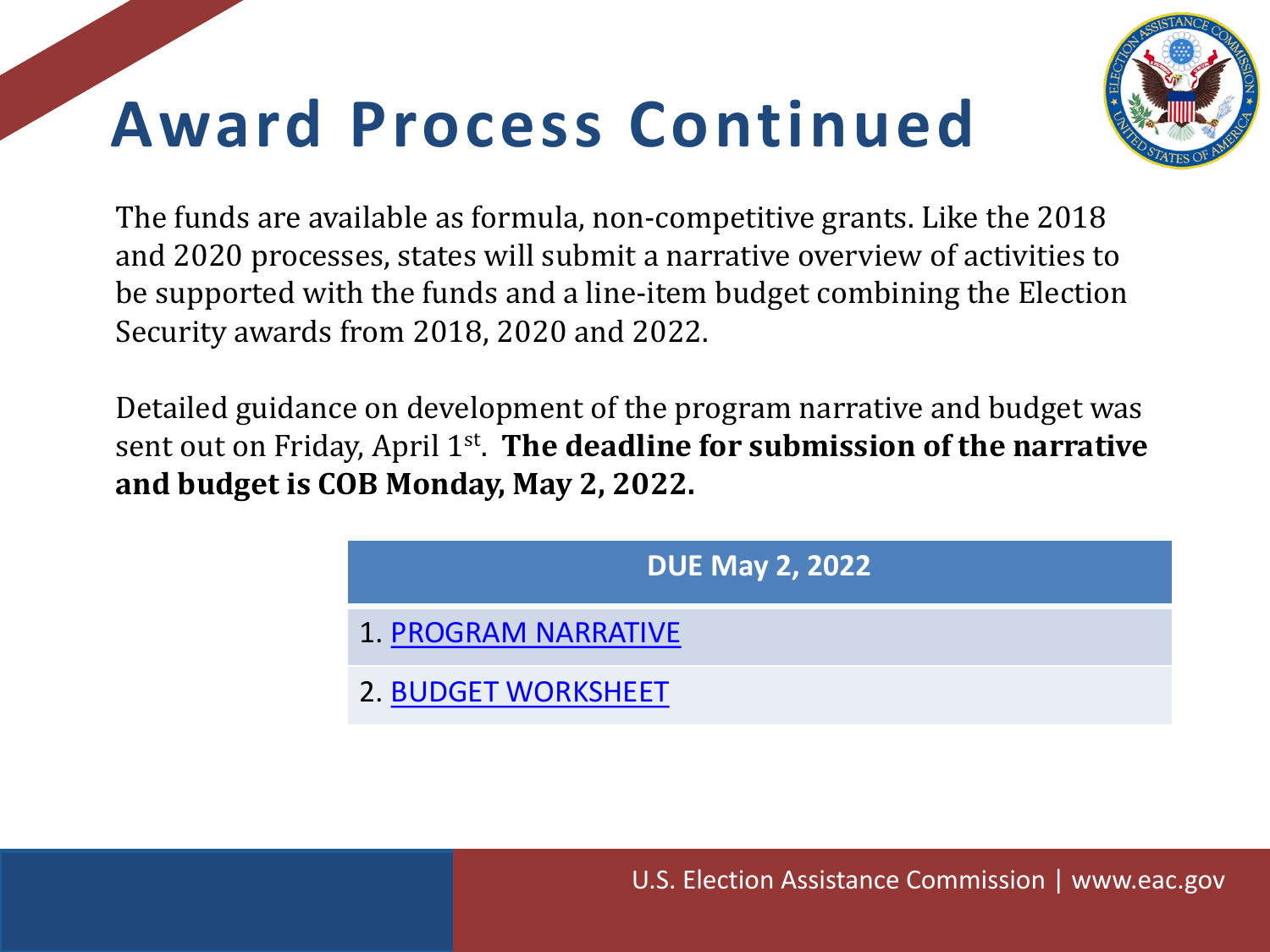# Award Process Continued

The funds are available as formula, non-competitive grants. Like the 2018 and 2020 processes, states will submit a narrative overview of activities to be supported with the funds and a line-item budget combining the Election Security awards from 2018, 2020 and 2022.

Detailed guidance on development of the program narrative and budget was sent out on Friday, April 1st. **The deadline for submission of the narrative and budget is COB Monday, May 2, 2022.**

| DUE May 2, 2022 |
| --- |
| 1. PROGRAM NARRATIVE |
| 2. BUDGET WORKSHEET |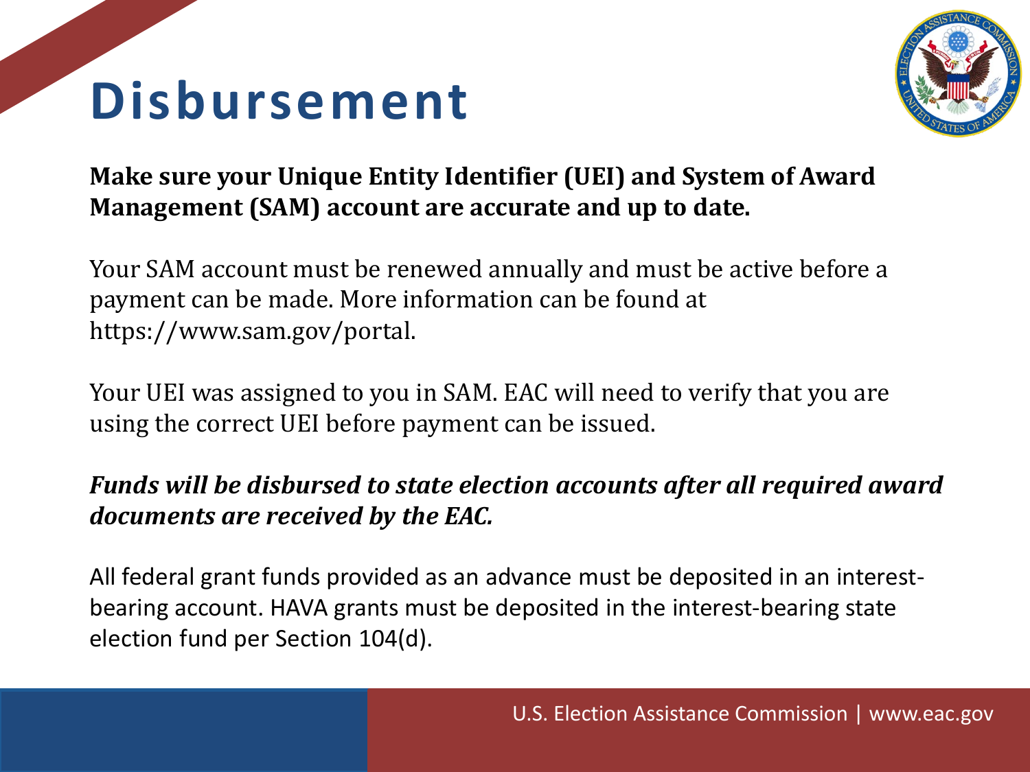# Disbursement

**Make sure your Unique Entity Identifier (UEI) and System of Award Management (SAM) account are accurate and up to date.**

Your SAM account must be renewed annually and must be active before a payment can be made. More information can be found at https://www.sam.gov/portal.

Your UEI was assigned to you in SAM. EAC will need to verify that you are using the correct UEI before payment can be issued.

***Funds will be disbursed to state election accounts after all required award documents are received by the EAC.***

All federal grant funds provided as an advance must be deposited in an interest-bearing account. HAVA grants must be deposited in the interest-bearing state election fund per Section 104(d).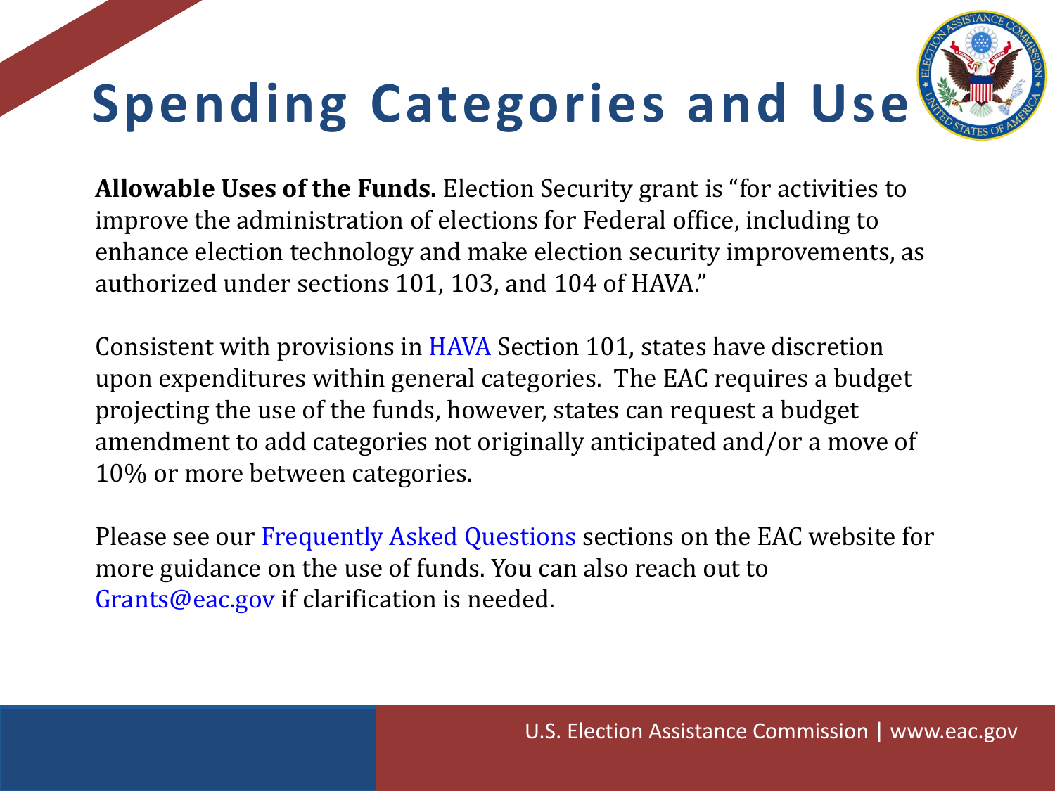# Spending Categories and Use

**Allowable Uses of the Funds.** Election Security grant is "for activities to improve the administration of elections for Federal office, including to enhance election technology and make election security improvements, as authorized under sections 101, 103, and 104 of HAVA."

Consistent with provisions in HAVA Section 101, states have discretion upon expenditures within general categories. The EAC requires a budget projecting the use of the funds, however, states can request a budget amendment to add categories not originally anticipated and/or a move of 10% or more between categories.

Please see our Frequently Asked Questions sections on the EAC website for more guidance on the use of funds. You can also reach out to Grants@eac.gov if clarification is needed.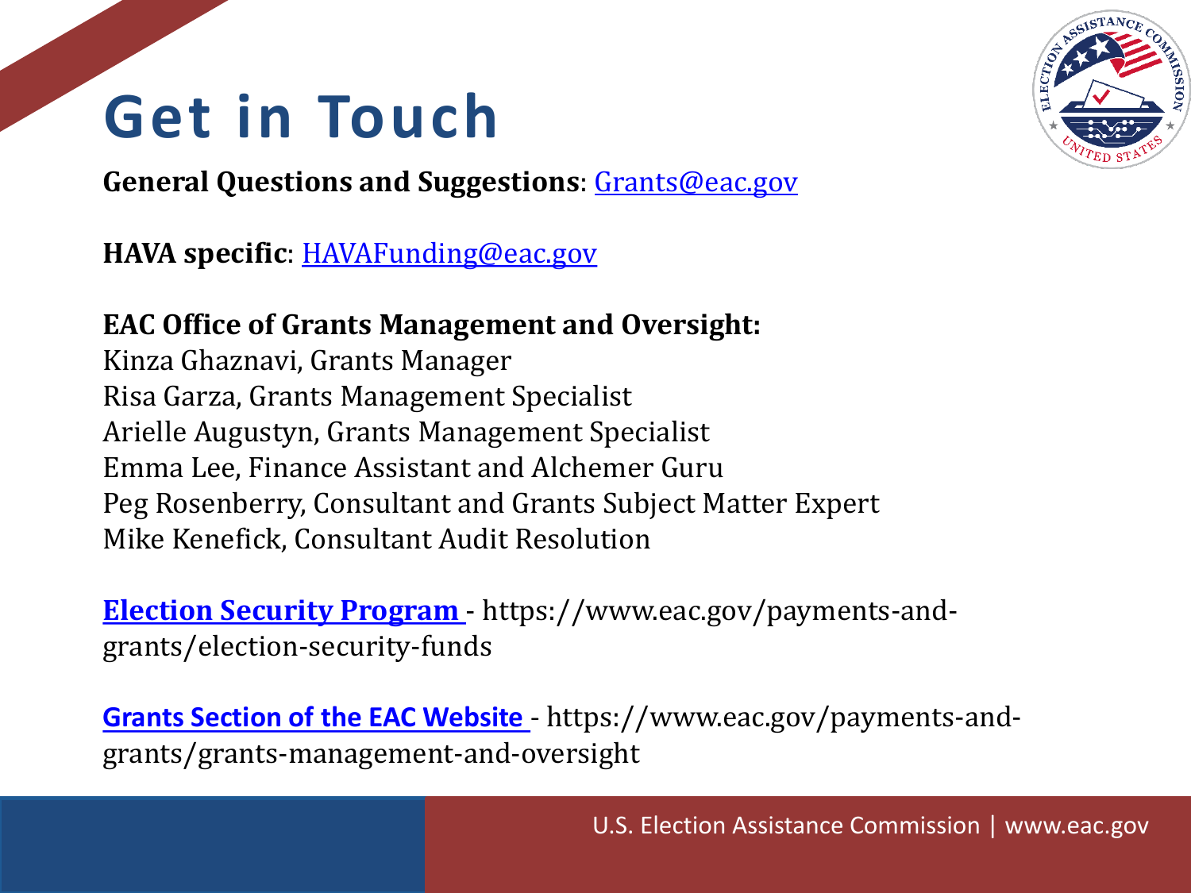# Get in Touch

**General Questions and Suggestions**: Grants@eac.gov

**HAVA specific**: HAVAFunding@eac.gov

**EAC Office of Grants Management and Oversight:**
Kinza Ghaznavi, Grants Manager
Risa Garza, Grants Management Specialist
Arielle Augustyn, Grants Management Specialist
Emma Lee, Finance Assistant and Alchemer Guru
Peg Rosenberry, Consultant and Grants Subject Matter Expert
Mike Kenefick, Consultant Audit Resolution

**Election Security Program** - https://www.eac.gov/payments-and-grants/election-security-funds

**Grants Section of the EAC Website** - https://www.eac.gov/payments-and-grants/grants-management-and-oversight